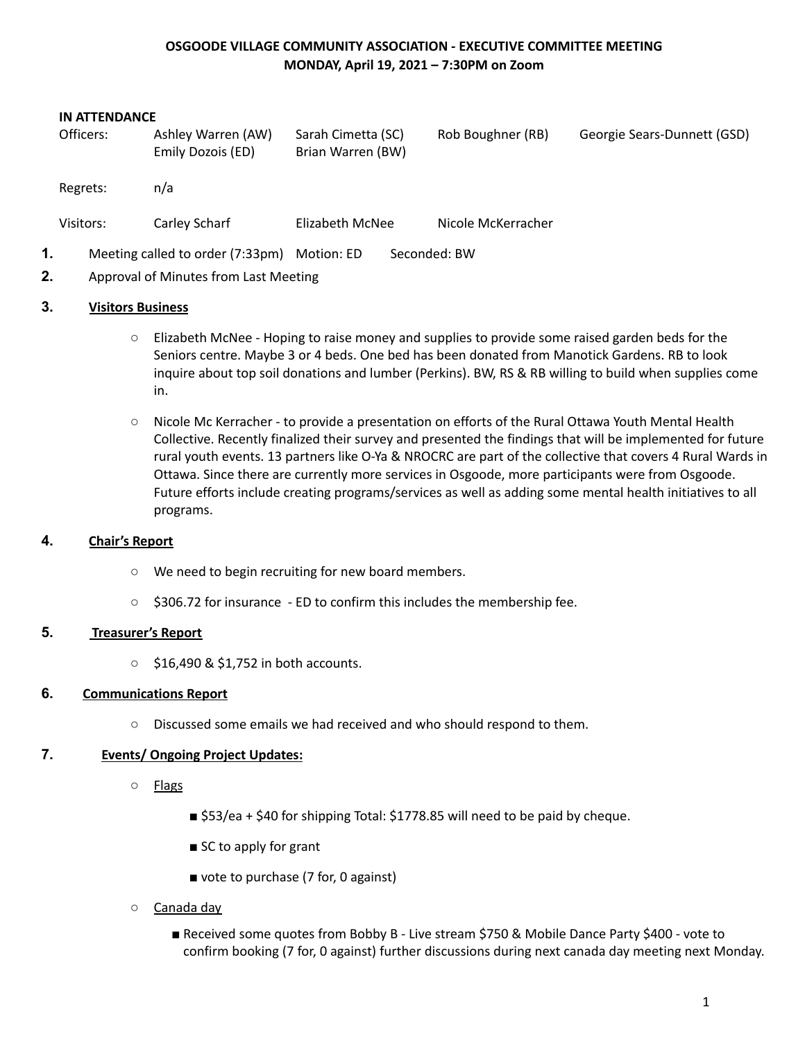# OSGOODE VILLAGE COMMUNITY ASSOCIATION - EXECUTIVE COMMITTEE MEETING
## MONDAY, April 19, 2021 – 7:30PM on Zoom

**IN ATTENDANCE**

| | | | | |
|---|---|---|---|---|
| Officers: | Ashley Warren (AW)<br>Emily Dozois (ED) | Sarah Cimetta (SC)<br>Brian Warren (BW) | Rob Boughner (RB) | Georgie Sears-Dunnett (GSD) |
| Regrets: | n/a | | | |
| Visitors: | Carley Scharf | Elizabeth McNee | Nicole McKerracher | |

1. Meeting called to order (7:33pm) Motion: ED Seconded: BW
2. Approval of Minutes from Last Meeting
3. **Visitors Business**
   - Elizabeth McNee - Hoping to raise money and supplies to provide some raised garden beds for the Seniors centre. Maybe 3 or 4 beds. One bed has been donated from Manotick Gardens. RB to look inquire about top soil donations and lumber (Perkins). BW, RS & RB willing to build when supplies come in.
   - Nicole Mc Kerracher - to provide a presentation on efforts of the Rural Ottawa Youth Mental Health Collective. Recently finalized their survey and presented the findings that will be implemented for future rural youth events. 13 partners like O-Ya & NROCRC are part of the collective that covers 4 Rural Wards in Ottawa. Since there are currently more services in Osgoode, more participants were from Osgoode. Future efforts include creating programs/services as well as adding some mental health initiatives to all programs.
4. **Chair's Report**
   - We need to begin recruiting for new board members.
   - \$306.72 for insurance - ED to confirm this includes the membership fee.
5. **Treasurer's Report**
   - \$16,490 & \$1,752 in both accounts.
6. **Communications Report**
   - Discussed some emails we had received and who should respond to them.
7. **Events/ Ongoing Project Updates:**
   - Flags
     - \$53/ea + \$40 for shipping Total: \$1778.85 will need to be paid by cheque.
     - SC to apply for grant
     - vote to purchase (7 for, 0 against)
   - Canada day
     - Received some quotes from Bobby B - Live stream \$750 & Mobile Dance Party \$400 - vote to confirm booking (7 for, 0 against) further discussions during next canada day meeting next Monday.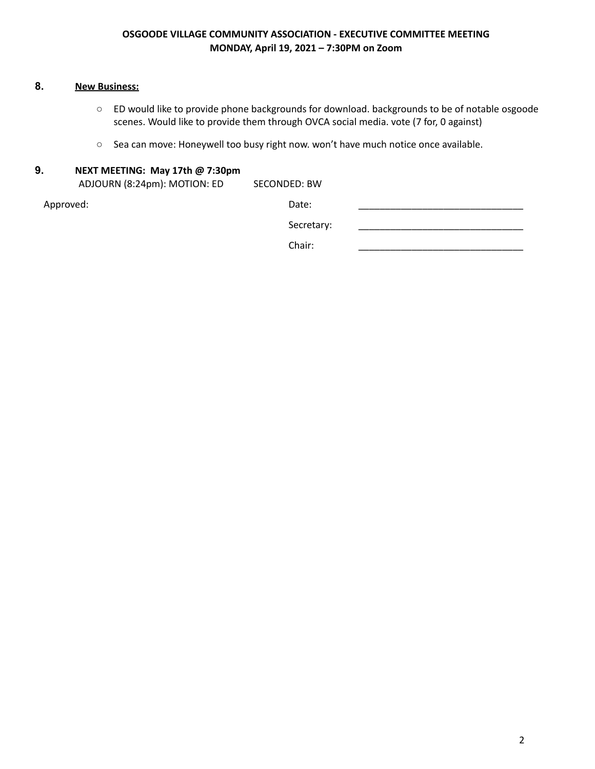**OSGOODE VILLAGE COMMUNITY ASSOCIATION - EXECUTIVE COMMITTEE MEETING**
**MONDAY, April 19, 2021 – 7:30PM on Zoom**

**8. New Business:**

- ED would like to provide phone backgrounds for download. backgrounds to be of notable osgoode scenes. Would like to provide them through OVCA social media. vote (7 for, 0 against)
- Sea can move: Honeywell too busy right now. won't have much notice once available.

**9. NEXT MEETING: May 17th @ 7:30pm**

ADJOURN (8:24pm): MOTION: ED SECONDED: BW

Approved:

Date: _______________________________

Secretary: _______________________________

Chair: _______________________________